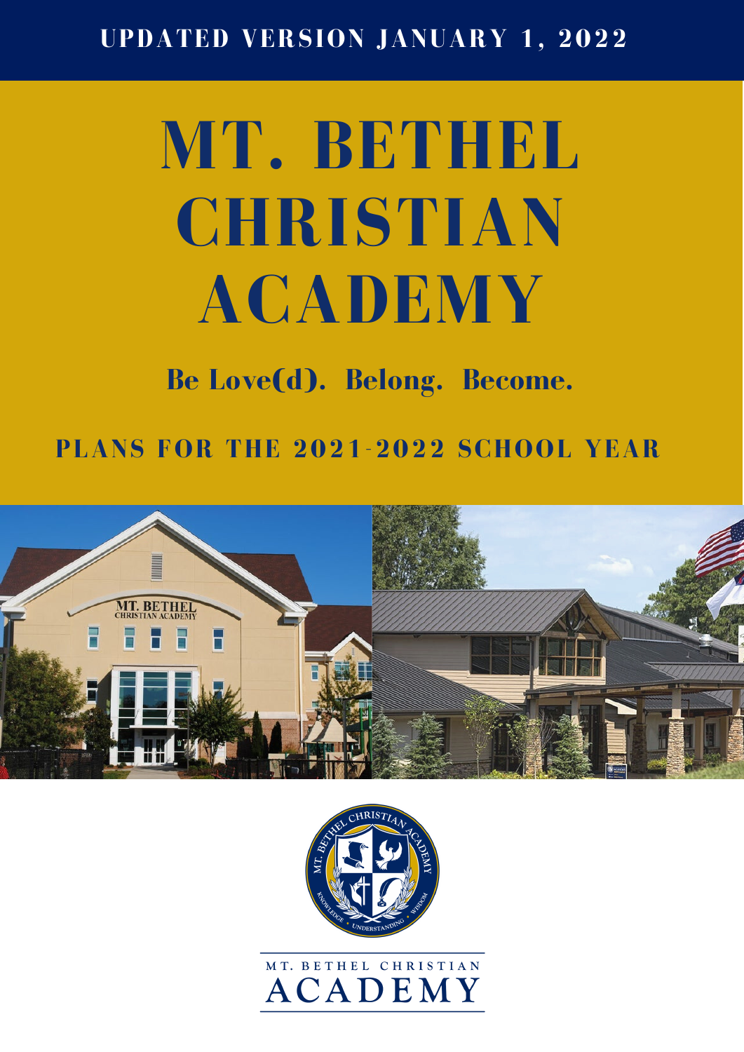**UPDATED VERSION JANUARY 1, 2022**

# MT. BETHEL CHRISTIAN ACADEMY

## Be Love(d). Belong. Become.

### PLANS FOR THE 2021-2022 SCHOOL YEAR

MT. BETHEL CHRISTIAN ACADEMY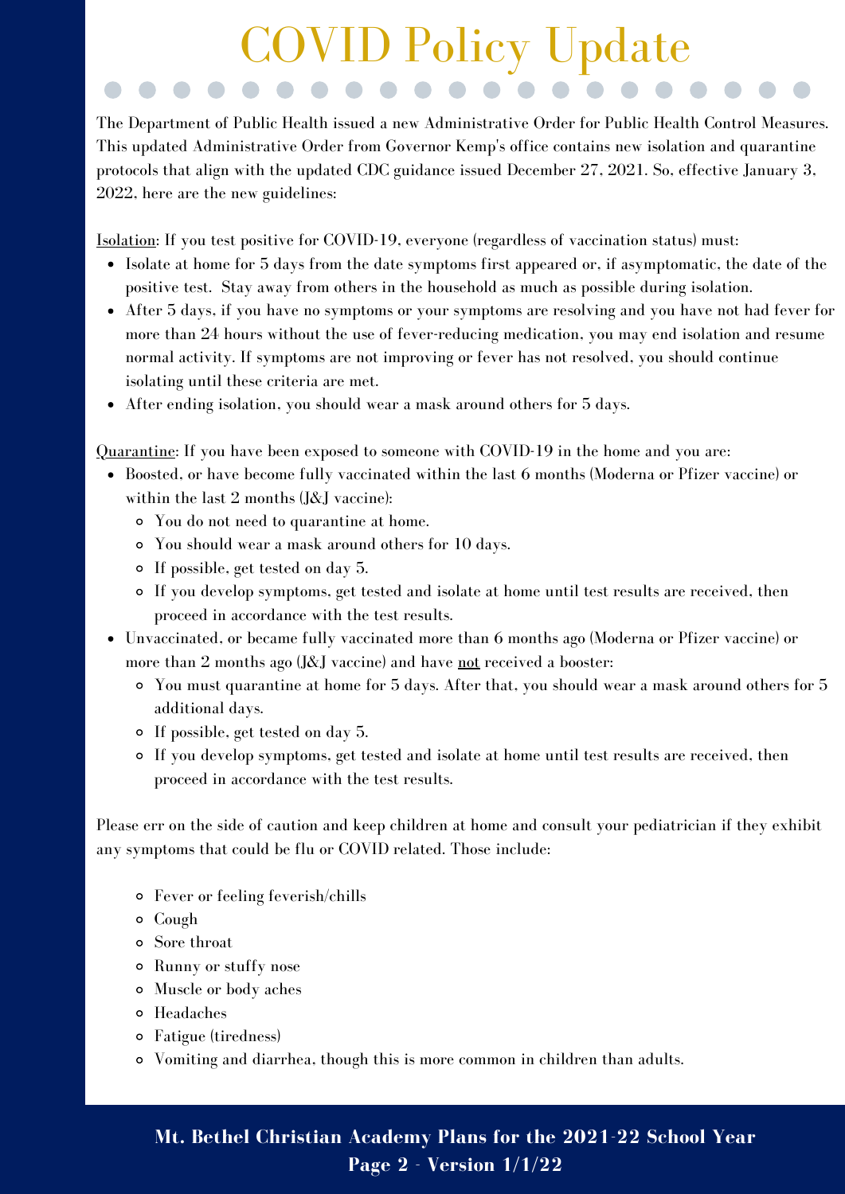# COVID Policy Update

The Department of Public Health issued a new Administrative Order for Public Health Control Measures. This updated Administrative Order from Governor Kemp's office contains new isolation and quarantine protocols that align with the updated CDC guidance issued December 27, 2021. So, effective January 3, 2022, here are the new guidelines:

<u>Isolation</u>: If you test positive for COVID-19, everyone (regardless of vaccination status) must:

- Isolate at home for 5 days from the date symptoms first appeared or, if asymptomatic, the date of the positive test. Stay away from others in the household as much as possible during isolation.
- After 5 days, if you have no symptoms or your symptoms are resolving and you have not had fever for more than 24 hours without the use of fever-reducing medication, you may end isolation and resume normal activity. If symptoms are not improving or fever has not resolved, you should continue isolating until these criteria are met.
- After ending isolation, you should wear a mask around others for 5 days.

<u>Quarantine</u>: If you have been exposed to someone with COVID-19 in the home and you are:

- Boosted, or have become fully vaccinated within the last 6 months (Moderna or Pfizer vaccine) or within the last 2 months (J&J vaccine):
  - You do not need to quarantine at home.
  - You should wear a mask around others for 10 days.
  - If possible, get tested on day 5.
  - If you develop symptoms, get tested and isolate at home until test results are received, then proceed in accordance with the test results.
- Unvaccinated, or became fully vaccinated more than 6 months ago (Moderna or Pfizer vaccine) or more than 2 months ago (J&J vaccine) and have <u>not</u> received a booster:
  - You must quarantine at home for 5 days. After that, you should wear a mask around others for 5 additional days.
  - If possible, get tested on day 5.
  - If you develop symptoms, get tested and isolate at home until test results are received, then proceed in accordance with the test results.

Please err on the side of caution and keep children at home and consult your pediatrician if they exhibit any symptoms that could be flu or COVID related. Those include:

- Fever or feeling feverish/chills
- Cough
- Sore throat
- Runny or stuffy nose
- Muscle or body aches
- Headaches
- Fatigue (tiredness)
- Vomiting and diarrhea, though this is more common in children than adults.

**Mt. Bethel Christian Academy Plans for the 2021-22 School Year**
**Page 2 - Version 1/1/22**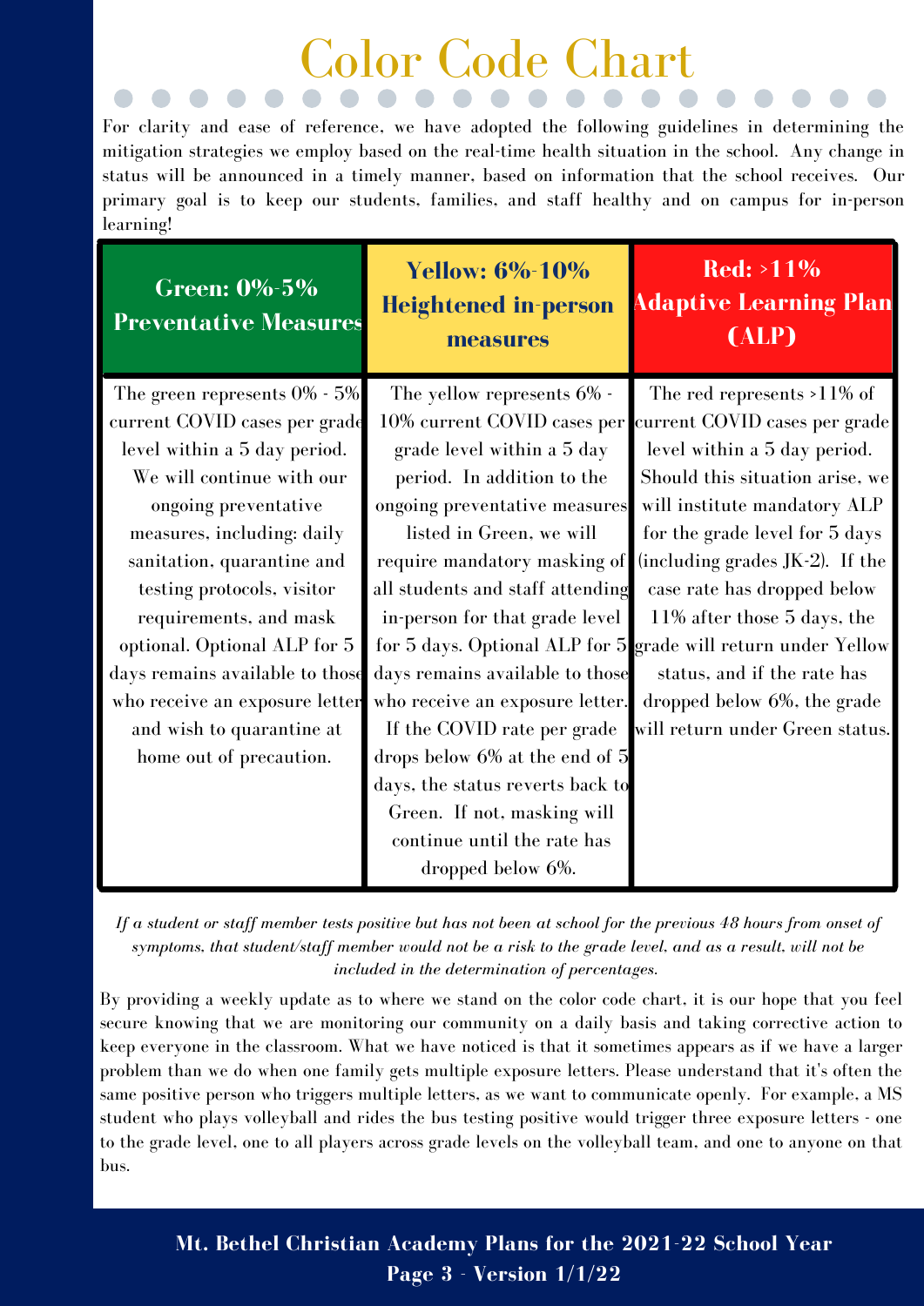# Color Code Chart

For clarity and ease of reference, we have adopted the following guidelines in determining the mitigation strategies we employ based on the real-time health situation in the school. Any change in status will be announced in a timely manner, based on information that the school receives. Our primary goal is to keep our students, families, and staff healthy and on campus for in-person learning!

| **Green: 0%-5% Preventative Measures** | **Yellow: 6%-10% Heightened in-person measures** | **Red: >11% Adaptive Learning Plan (ALP)** |
|---|---|---|
| The green represents 0% - 5% current COVID cases per grade level within a 5 day period. We will continue with our ongoing preventative measures, including: daily sanitation, quarantine and testing protocols, visitor requirements, and mask optional. Optional ALP for 5 days remains available to those who receive an exposure letter and wish to quarantine at home out of precaution. | The yellow represents 6% - 10% current COVID cases per grade level within a 5 day period. In addition to the ongoing preventative measures listed in Green, we will require mandatory masking of all students and staff attending in-person for that grade level for 5 days. Optional ALP for 5 days remains available to those who receive an exposure letter. If the COVID rate per grade drops below 6% at the end of 5 days, the status reverts back to Green. If not, masking will continue until the rate has dropped below 6%. | The red represents >11% of current COVID cases per grade level within a 5 day period. Should this situation arise, we will institute mandatory ALP for the grade level for 5 days (including grades JK-2). If the case rate has dropped below 11% after those 5 days, the grade will return under Yellow status, and if the rate has dropped below 6%, the grade will return under Green status. |

*If a student or staff member tests positive but has not been at school for the previous 48 hours from onset of symptoms, that student/staff member would not be a risk to the grade level, and as a result, will not be included in the determination of percentages.*

By providing a weekly update as to where we stand on the color code chart, it is our hope that you feel secure knowing that we are monitoring our community on a daily basis and taking corrective action to keep everyone in the classroom. What we have noticed is that it sometimes appears as if we have a larger problem than we do when one family gets multiple exposure letters. Please understand that it's often the same positive person who triggers multiple letters, as we want to communicate openly. For example, a MS student who plays volleyball and rides the bus testing positive would trigger three exposure letters - one to the grade level, one to all players across grade levels on the volleyball team, and one to anyone on that bus.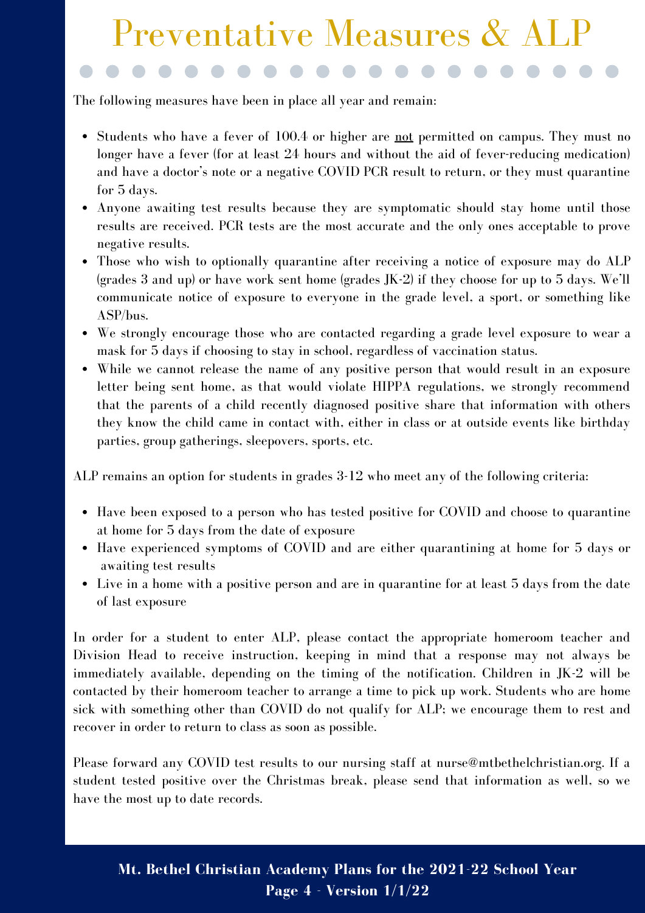# Preventative Measures & ALP

The following measures have been in place all year and remain:

- Students who have a fever of 100.4 or higher are <u>not</u> permitted on campus. They must no longer have a fever (for at least 24 hours and without the aid of fever-reducing medication) and have a doctor's note or a negative COVID PCR result to return, or they must quarantine for 5 days.
- Anyone awaiting test results because they are symptomatic should stay home until those results are received. PCR tests are the most accurate and the only ones acceptable to prove negative results.
- Those who wish to optionally quarantine after receiving a notice of exposure may do ALP (grades 3 and up) or have work sent home (grades JK-2) if they choose for up to 5 days. We'll communicate notice of exposure to everyone in the grade level, a sport, or something like ASP/bus.
- We strongly encourage those who are contacted regarding a grade level exposure to wear a mask for 5 days if choosing to stay in school, regardless of vaccination status.
- While we cannot release the name of any positive person that would result in an exposure letter being sent home, as that would violate HIPPA regulations, we strongly recommend that the parents of a child recently diagnosed positive share that information with others they know the child came in contact with, either in class or at outside events like birthday parties, group gatherings, sleepovers, sports, etc.

ALP remains an option for students in grades 3-12 who meet any of the following criteria:

- Have been exposed to a person who has tested positive for COVID and choose to quarantine at home for 5 days from the date of exposure
- Have experienced symptoms of COVID and are either quarantining at home for 5 days or awaiting test results
- Live in a home with a positive person and are in quarantine for at least 5 days from the date of last exposure

In order for a student to enter ALP, please contact the appropriate homeroom teacher and Division Head to receive instruction, keeping in mind that a response may not always be immediately available, depending on the timing of the notification. Children in JK-2 will be contacted by their homeroom teacher to arrange a time to pick up work. Students who are home sick with something other than COVID do not qualify for ALP; we encourage them to rest and recover in order to return to class as soon as possible.

Please forward any COVID test results to our nursing staff at nurse@mtbethelchristian.org. If a student tested positive over the Christmas break, please send that information as well, so we have the most up to date records.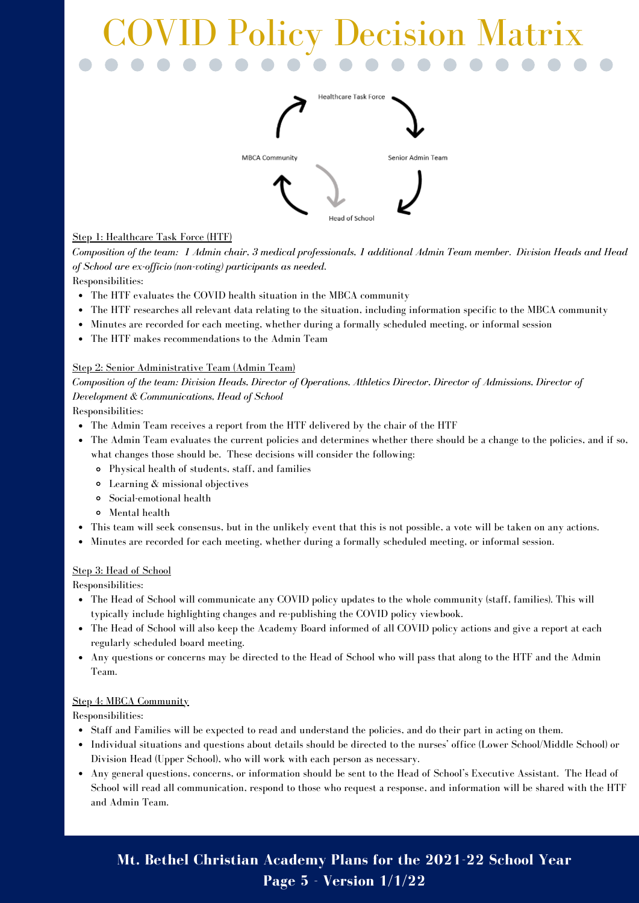# COVID Policy Decision Matrix

Healthcare Task Force

Senior Admin Team

Head of School

MBCA Community

<u>Step 1: Healthcare Task Force (HTF)</u>

*Composition of the team: 1 Admin chair, 3 medical professionals, 1 additional Admin Team member. Division Heads and Head of School are ex-officio (non-voting) participants as needed.*

Responsibilities:

- The HTF evaluates the COVID health situation in the MBCA community
- The HTF researches all relevant data relating to the situation, including information specific to the MBCA community
- Minutes are recorded for each meeting, whether during a formally scheduled meeting, or informal session
- The HTF makes recommendations to the Admin Team

<u>Step 2: Senior Administrative Team (Admin Team)</u>

*Composition of the team: Division Heads, Director of Operations, Athletics Director, Director of Admissions, Director of Development & Communications, Head of School*

Responsibilities:

- The Admin Team receives a report from the HTF delivered by the chair of the HTF
- The Admin Team evaluates the current policies and determines whether there should be a change to the policies, and if so, what changes those should be. These decisions will consider the following:
  - Physical health of students, staff, and families
  - Learning & missional objectives
  - Social-emotional health
  - Mental health
- This team will seek consensus, but in the unlikely event that this is not possible, a vote will be taken on any actions.
- Minutes are recorded for each meeting, whether during a formally scheduled meeting, or informal session.

<u>Step 3: Head of School</u>

Responsibilities:

- The Head of School will communicate any COVID policy updates to the whole community (staff, families). This will typically include highlighting changes and re-publishing the COVID policy viewbook.
- The Head of School will also keep the Academy Board informed of all COVID policy actions and give a report at each regularly scheduled board meeting.
- Any questions or concerns may be directed to the Head of School who will pass that along to the HTF and the Admin Team.

<u>Step 4: MBCA Community</u>

Responsibilities:

- Staff and Families will be expected to read and understand the policies, and do their part in acting on them.
- Individual situations and questions about details should be directed to the nurses' office (Lower School/Middle School) or Division Head (Upper School), who will work with each person as necessary.
- Any general questions, concerns, or information should be sent to the Head of School's Executive Assistant. The Head of School will read all communication, respond to those who request a response, and information will be shared with the HTF and Admin Team.

**Mt. Bethel Christian Academy Plans for the 2021-22 School Year**
**Page 5 - Version 1/1/22**